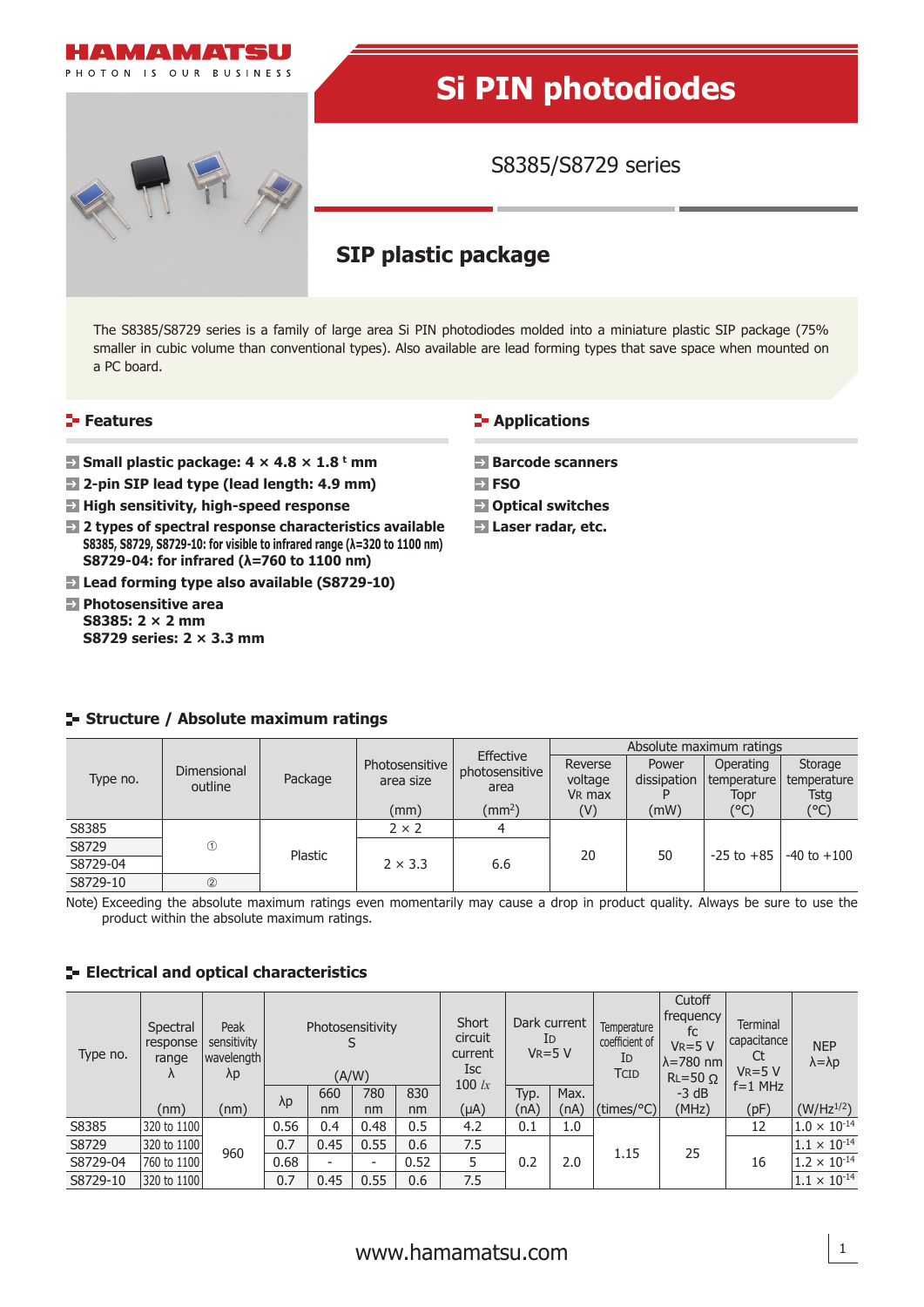HAMAMATSU

PHOTON IS OUR BUSINESS

# Si PIN photodiodes

S8385/S8729 series

## SIP plastic package

The S8385/S8729 series is a family of large area Si PIN photodiodes molded into a miniature plastic SIP package (75% smaller in cubic volume than conventional types). Also available are lead forming types that save space when mounted on a PC board.

### Features

- **Small plastic package: 4 × 4.8 × 1.8 t mm**
- **2-pin SIP lead type (lead length: 4.9 mm)**
- **High sensitivity, high-speed response**
- **2 types of spectral response characteristics available**
  **S8385, S8729, S8729-10: for visible to infrared range (λ=320 to 1100 nm)**
  **S8729-04: for infrared (λ=760 to 1100 nm)**
- **Lead forming type also available (S8729-10)**
- **Photosensitive area**
  **S8385: 2 × 2 mm**
  **S8729 series: 2 × 3.3 mm**

### Applications

- **Barcode scanners**
- **FSO**
- **Optical switches**
- **Laser radar, etc.**

### Structure / Absolute maximum ratings

| Type no. | Dimensional outline | Package | Photosensitive area size (mm) | Effective photosensitive area (mm²) | Absolute maximum ratings: Reverse voltage VR max (V) | Power dissipation P (mW) | Operating temperature Topr (°C) | Storage temperature Tstg (°C) |
|---|---|---|---|---|---|---|---|---|
| S8385 | ① | Plastic | 2 × 2 | 4 | 20 | 50 | -25 to +85 | -40 to +100 |
| S8729 | ① | | 2 × 3.3 | 6.6 | | | | |
| S8729-04 | ① | | | | | | | |
| S8729-10 | ② | | | | | | | |

Note) Exceeding the absolute maximum ratings even momentarily may cause a drop in product quality. Always be sure to use the product within the absolute maximum ratings.

### Electrical and optical characteristics

| Type no. | Spectral response range λ (nm) | Peak sensitivity wavelength λp (nm) | Photosensitivity S (A/W) λp | 660 nm | 780 nm | 830 nm | Short circuit current Isc 100 lx (μA) | Dark current ID VR=5 V Typ. (nA) | Max. (nA) | Temperature coefficient of ID TCID (times/°C) | Cutoff frequency fc VR=5 V λ=780 nm RL=50 Ω -3 dB (MHz) | Terminal capacitance Ct VR=5 V f=1 MHz (pF) | NEP λ=λp (W/Hz^1/2) |
|---|---|---|---|---|---|---|---|---|---|---|---|---|---|
| S8385 | 320 to 1100 | 960 | 0.56 | 0.4 | 0.48 | 0.5 | 4.2 | 0.1 | 1.0 | 1.15 | 25 | 12 | $1.0 \times 10^{-14}$ |
| S8729 | 320 to 1100 | | 0.7 | 0.45 | 0.55 | 0.6 | 7.5 | 0.2 | 2.0 | | | 16 | $1.1 \times 10^{-14}$ |
| S8729-04 | 760 to 1100 | | 0.68 | - | - | 0.52 | 5 | | | | | | $1.2 \times 10^{-14}$ |
| S8729-10 | 320 to 1100 | | 0.7 | 0.45 | 0.55 | 0.6 | 7.5 | | | | | | $1.1 \times 10^{-14}$ |

www.hamamatsu.com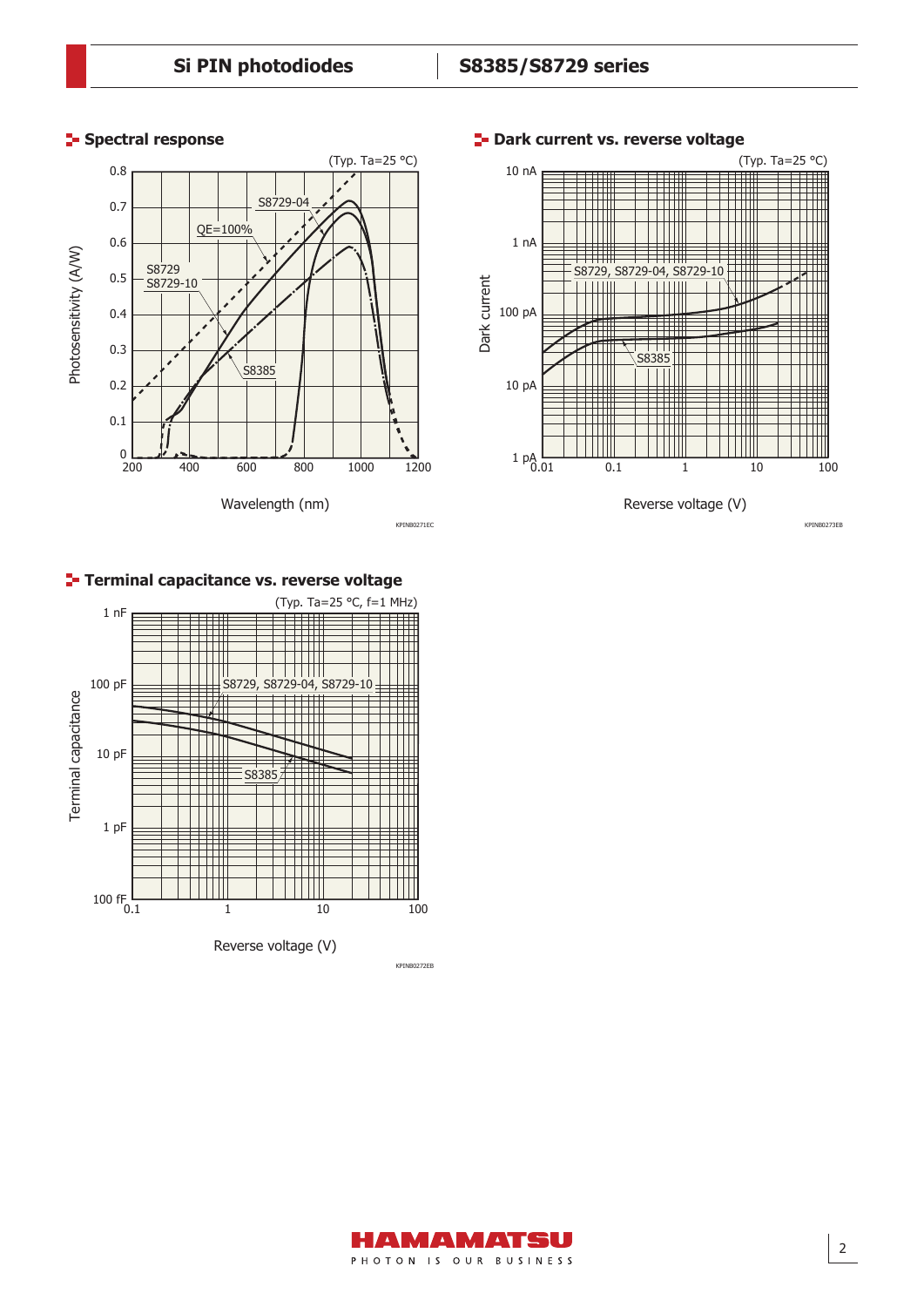## Spectral response

(Typ. Ta=25 °C)

Photosensitivity (A/W)

0.8
0.7
0.6
0.5
0.4
0.3
0.2
0.1
0

200 400 600 800 1000 1200

Wavelength (nm)

S8729-04

QE=100%

S8729
S8729-10

S8385

KPINB0271EC

## Dark current vs. reverse voltage

(Typ. Ta=25 °C)

Dark current

10 nA
1 nA
100 pA
10 pA
1 pA

0.01 0.1 1 10 100

Reverse voltage (V)

S8729, S8729-04, S8729-10

S8385

KPINB0273EB

## Terminal capacitance vs. reverse voltage

(Typ. Ta=25 °C, f=1 MHz)

Terminal capacitance

1 nF
100 pF
10 pF
1 pF
100 fF

0.1 1 10 100

Reverse voltage (V)

S8729, S8729-04, S8729-10

S8385

KPINB0272EB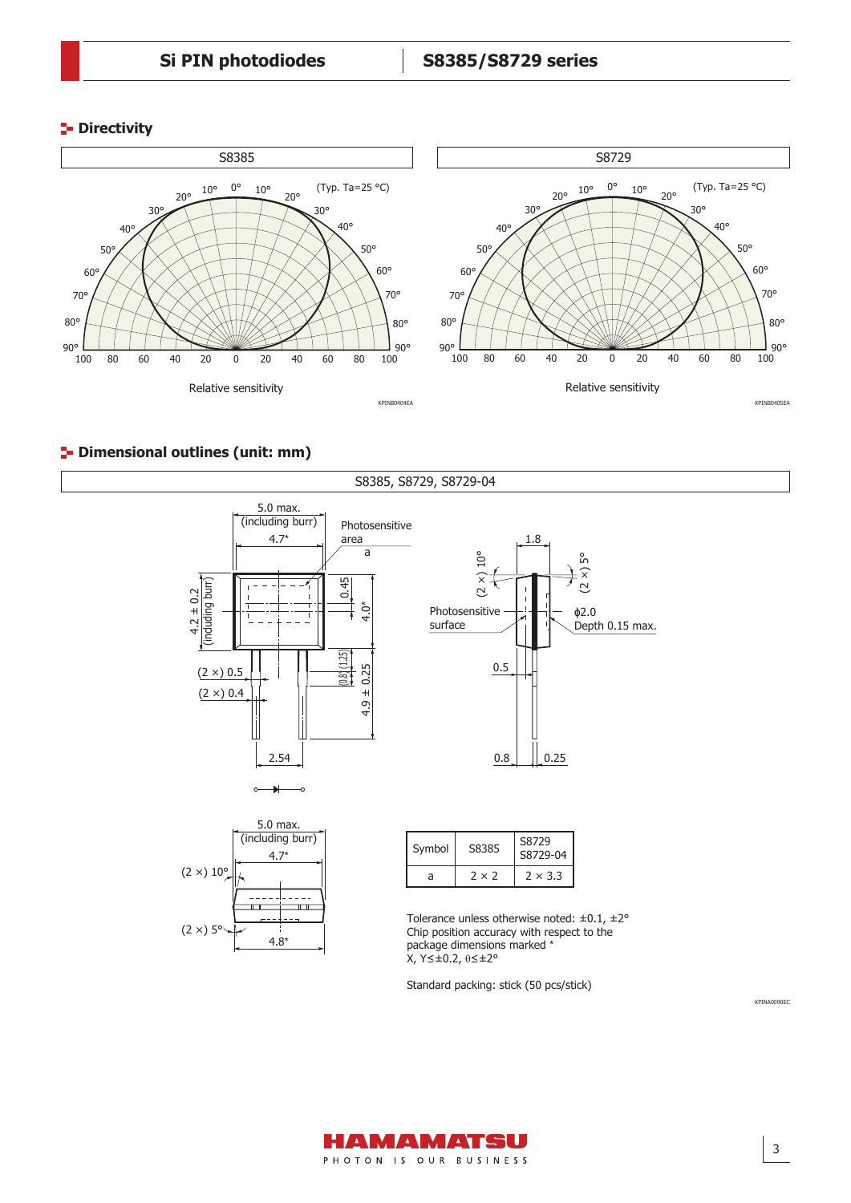## Directivity

S8385

(Typ. Ta=25 °C)

0° 10° 20° 30° 40° 50° 60° 70° 80° 90°

100 80 60 40 20 0 20 40 60 80 100

Relative sensitivity

KPINB0404EA

S8729

(Typ. Ta=25 °C)

0° 10° 20° 30° 40° 50° 60° 70° 80° 90°

100 80 60 40 20 0 20 40 60 80 100

Relative sensitivity

KPINB0405EA

## Dimensional outlines (unit: mm)

S8385, S8729, S8729-04

5.0 max.
(including burr)
4.7*

Photosensitive area
a

4.2 ± 0.2
(including burr)

0.45

4.0*

(2 ×) 0.5

(2 ×) 0.4

(0.8) (1.25)

4.9 ± 0.25

2.54

1.8

(2 ×) 10°

(2 ×) 5°

Photosensitive surface

ϕ2.0
Depth 0.15 max.

0.5

0.8

0.25

5.0 max.
(including burr)
4.7*

(2 ×) 10°

(2 ×) 5°

4.8*

| Symbol | S8385 | S8729<br>S8729-04 |
|---|---|---|
| a | 2 × 2 | 2 × 3.3 |

Tolerance unless otherwise noted: ±0.1, ±2°
Chip position accuracy with respect to the package dimensions marked *
X, Y≤±0.2, θ≤±2°

Standard packing: stick (50 pcs/stick)

KPINA0090EC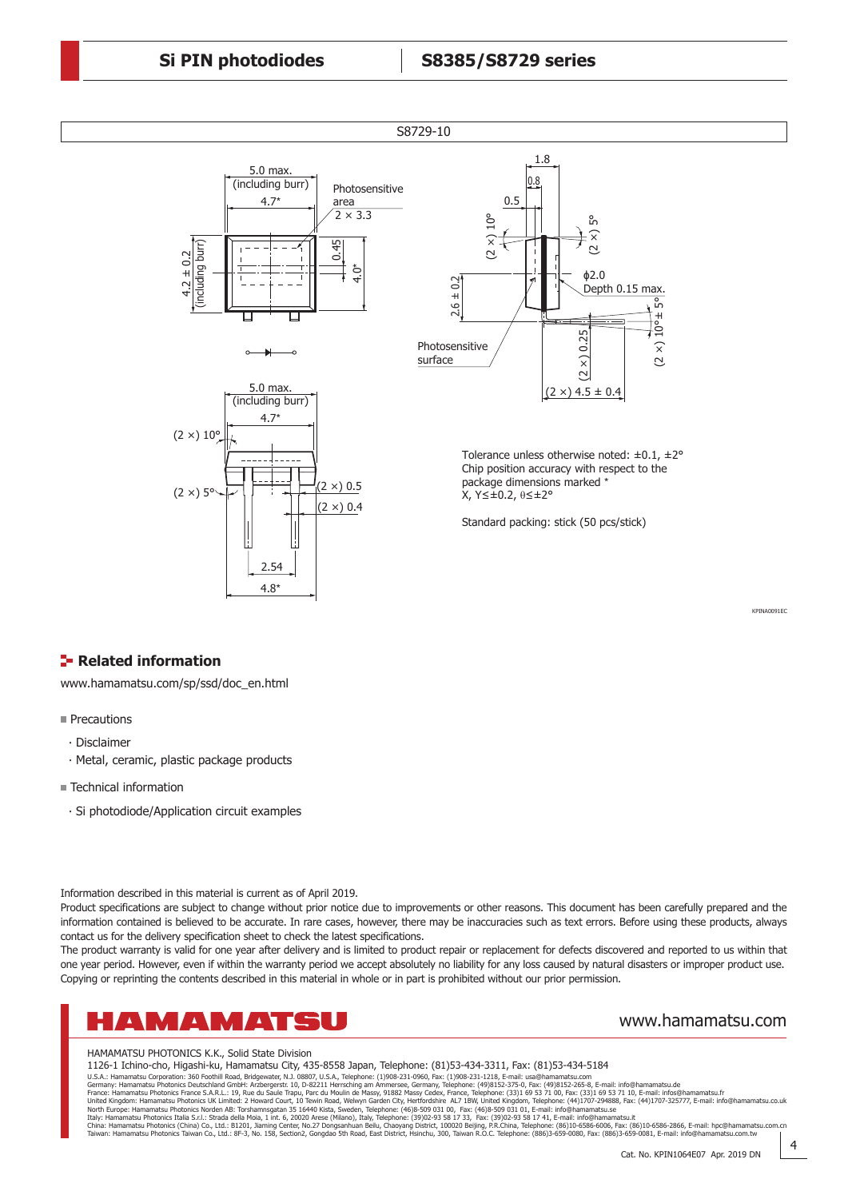S8729-10

5.0 max.
(including burr)
4.7*
Photosensitive area
2 × 3.3
4.2 ± 0.2
(including burr)
0.45
4.0*

5.0 max.
(including burr)
4.7*
(2 ×) 10°
(2 ×) 5°
(2 ×) 0.5
(2 ×) 0.4
2.54
4.8*

1.8
0.8
0.5
(2 ×) 10°
(2 ×) 5°
2.6 ± 0.2
ϕ2.0
Depth 0.15 max.
(2 ×) 10° ± 5°
(2 ×) 0.25
Photosensitive surface
(2 ×) 4.5 ± 0.4

Tolerance unless otherwise noted: ±0.1, ±2°
Chip position accuracy with respect to the package dimensions marked *
X, Y≤±0.2, θ≤±2°

Standard packing: stick (50 pcs/stick)

KPINA0091EC

## Related information

www.hamamatsu.com/sp/ssd/doc_en.html

- Precautions
  - · Disclaimer
  - · Metal, ceramic, plastic package products
- Technical information
  - · Si photodiode/Application circuit examples

Information described in this material is current as of April 2019.

Product specifications are subject to change without prior notice due to improvements or other reasons. This document has been carefully prepared and the information contained is believed to be accurate. In rare cases, however, there may be inaccuracies such as text errors. Before using these products, always contact us for the delivery specification sheet to check the latest specifications.

The product warranty is valid for one year after delivery and is limited to product repair or replacement for defects discovered and reported to us within that one year period. However, even if within the warranty period we accept absolutely no liability for any loss caused by natural disasters or improper product use. Copying or reprinting the contents described in this material in whole or in part is prohibited without our prior permission.

**HAMAMATSU**

www.hamamatsu.com

HAMAMATSU PHOTONICS K.K., Solid State Division
1126-1 Ichino-cho, Higashi-ku, Hamamatsu City, 435-8558 Japan, Telephone: (81)53-434-3311, Fax: (81)53-434-5184
U.S.A.: Hamamatsu Corporation: 360 Foothill Road, Bridgewater, N.J. 08807, U.S.A., Telephone: (1)908-231-0960, Fax: (1)908-231-1218, E-mail: usa@hamamatsu.com
Germany: Hamamatsu Photonics Deutschland GmbH: Arzbergerstr. 10, D-82211 Herrsching am Ammersee, Germany, Telephone: (49)8152-375-0, Fax: (49)8152-265-8, E-mail: info@hamamatsu.de
France: Hamamatsu Photonics France S.A.R.L.: 19, Rue du Saule Trapu, Parc du Moulin de Massy, 91882 Massy Cedex, France, Telephone: (33)1 69 53 71 00, Fax: (33)1 69 53 71 10, E-mail: infos@hamamatsu.fr
United Kingdom: Hamamatsu Photonics UK Limited: 2 Howard Court, 10 Tewin Road, Welwyn Garden City, Hertfordshire AL7 1BW, United Kingdom, Telephone: (44)1707-294888, Fax: (44)1707-325777, E-mail: info@hamamatsu.co.uk
North Europe: Hamamatsu Photonics Norden AB: Torshamnsgatan 35 16440 Kista, Sweden, Telephone: (46)8-509 031 00, Fax: (46)8-509 031 01, E-mail: info@hamamatsu.se
Italy: Hamamatsu Photonics Italia S.r.l.: Strada della Moia, 1 int. 6, 20020 Arese (Milano), Italy, Telephone: (39)02-93 58 17 33, Fax: (39)02-93 58 17 41, E-mail: info@hamamatsu.it
China: Hamamatsu Photonics (China) Co., Ltd.: B1201, Jiaming Center, No.27 Dongsanhuan Beilu, Chaoyang District, 100020 Beijing, P.R.China, Telephone: (86)10-6586-6006, Fax: (86)10-6586-2866, E-mail: hpc@hamamatsu.com.cn
Taiwan: Hamamatsu Photonics Taiwan Co., Ltd.: 8F-3, No. 158, Section2, Gongdao 5th Road, East District, Hsinchu, 300, Taiwan R.O.C. Telephone: (886)3-659-0080, Fax: (886)3-659-0081, E-mail: info@hamamatsu.com.tw

Cat. No. KPIN1064E07 Apr. 2019 DN